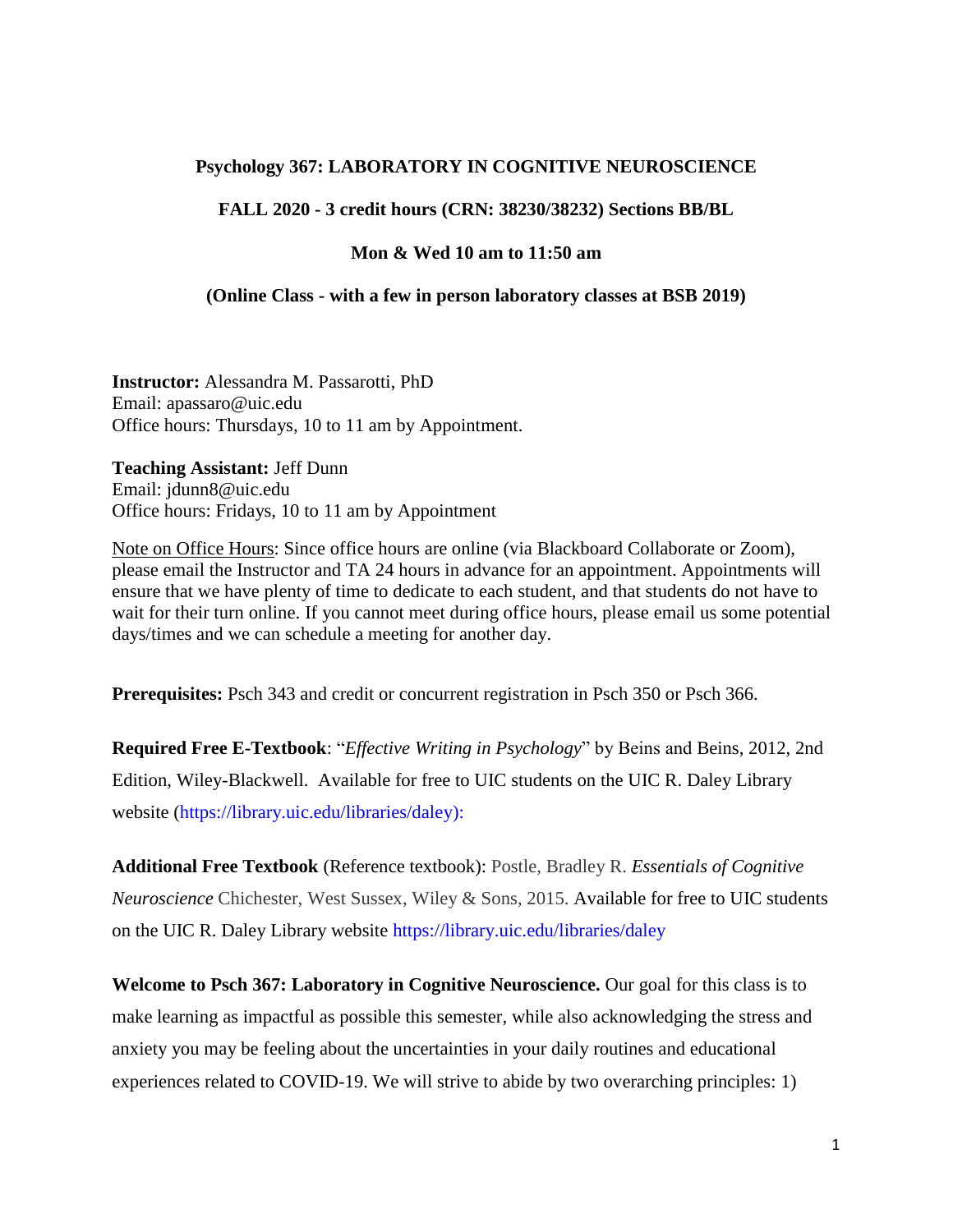**Psychology 367: LABORATORY IN COGNITIVE NEUROSCIENCE**

**FALL 2020 - 3 credit hours (CRN: 38230/38232) Sections BB/BL**

**Mon & Wed 10 am to 11:50 am**

**(Online Class - with a few in person laboratory classes at BSB 2019)**

**Instructor:** Alessandra M. Passarotti, PhD
Email: apassaro@uic.edu
Office hours: Thursdays, 10 to 11 am by Appointment.

**Teaching Assistant:** Jeff Dunn
Email: jdunn8@uic.edu
Office hours: Fridays, 10 to 11 am by Appointment

<u>Note on Office Hours</u>: Since office hours are online (via Blackboard Collaborate or Zoom), please email the Instructor and TA 24 hours in advance for an appointment. Appointments will ensure that we have plenty of time to dedicate to each student, and that students do not have to wait for their turn online. If you cannot meet during office hours, please email us some potential days/times and we can schedule a meeting for another day.

**Prerequisites:** Psch 343 and credit or concurrent registration in Psch 350 or Psch 366.

**Required Free E-Textbook**: "*Effective Writing in Psychology*" by Beins and Beins, 2012, 2nd Edition, Wiley-Blackwell. Available for free to UIC students on the UIC R. Daley Library website (https://library.uic.edu/libraries/daley):

**Additional Free Textbook** (Reference textbook): Postle, Bradley R. *Essentials of Cognitive Neuroscience* Chichester, West Sussex, Wiley & Sons, 2015. Available for free to UIC students on the UIC R. Daley Library website https://library.uic.edu/libraries/daley

**Welcome to Psch 367: Laboratory in Cognitive Neuroscience.** Our goal for this class is to make learning as impactful as possible this semester, while also acknowledging the stress and anxiety you may be feeling about the uncertainties in your daily routines and educational experiences related to COVID-19. We will strive to abide by two overarching principles: 1)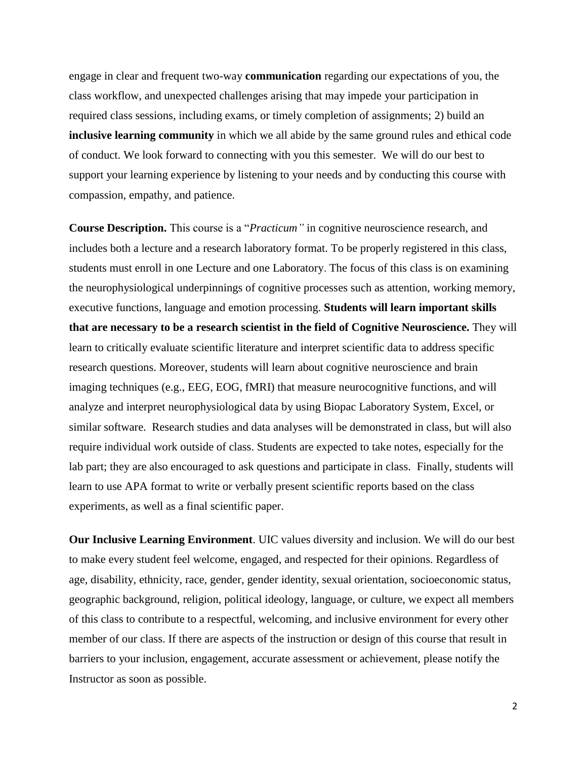engage in clear and frequent two-way **communication** regarding our expectations of you, the class workflow, and unexpected challenges arising that may impede your participation in required class sessions, including exams, or timely completion of assignments; 2) build an **inclusive learning community** in which we all abide by the same ground rules and ethical code of conduct. We look forward to connecting with you this semester. We will do our best to support your learning experience by listening to your needs and by conducting this course with compassion, empathy, and patience.

**Course Description.** This course is a "*Practicum"* in cognitive neuroscience research, and includes both a lecture and a research laboratory format. To be properly registered in this class, students must enroll in one Lecture and one Laboratory. The focus of this class is on examining the neurophysiological underpinnings of cognitive processes such as attention, working memory, executive functions, language and emotion processing. **Students will learn important skills that are necessary to be a research scientist in the field of Cognitive Neuroscience.** They will learn to critically evaluate scientific literature and interpret scientific data to address specific research questions. Moreover, students will learn about cognitive neuroscience and brain imaging techniques (e.g., EEG, EOG, fMRI) that measure neurocognitive functions, and will analyze and interpret neurophysiological data by using Biopac Laboratory System, Excel, or similar software. Research studies and data analyses will be demonstrated in class, but will also require individual work outside of class. Students are expected to take notes, especially for the lab part; they are also encouraged to ask questions and participate in class. Finally, students will learn to use APA format to write or verbally present scientific reports based on the class experiments, as well as a final scientific paper.

**Our Inclusive Learning Environment**. UIC values diversity and inclusion. We will do our best to make every student feel welcome, engaged, and respected for their opinions. Regardless of age, disability, ethnicity, race, gender, gender identity, sexual orientation, socioeconomic status, geographic background, religion, political ideology, language, or culture, we expect all members of this class to contribute to a respectful, welcoming, and inclusive environment for every other member of our class. If there are aspects of the instruction or design of this course that result in barriers to your inclusion, engagement, accurate assessment or achievement, please notify the Instructor as soon as possible.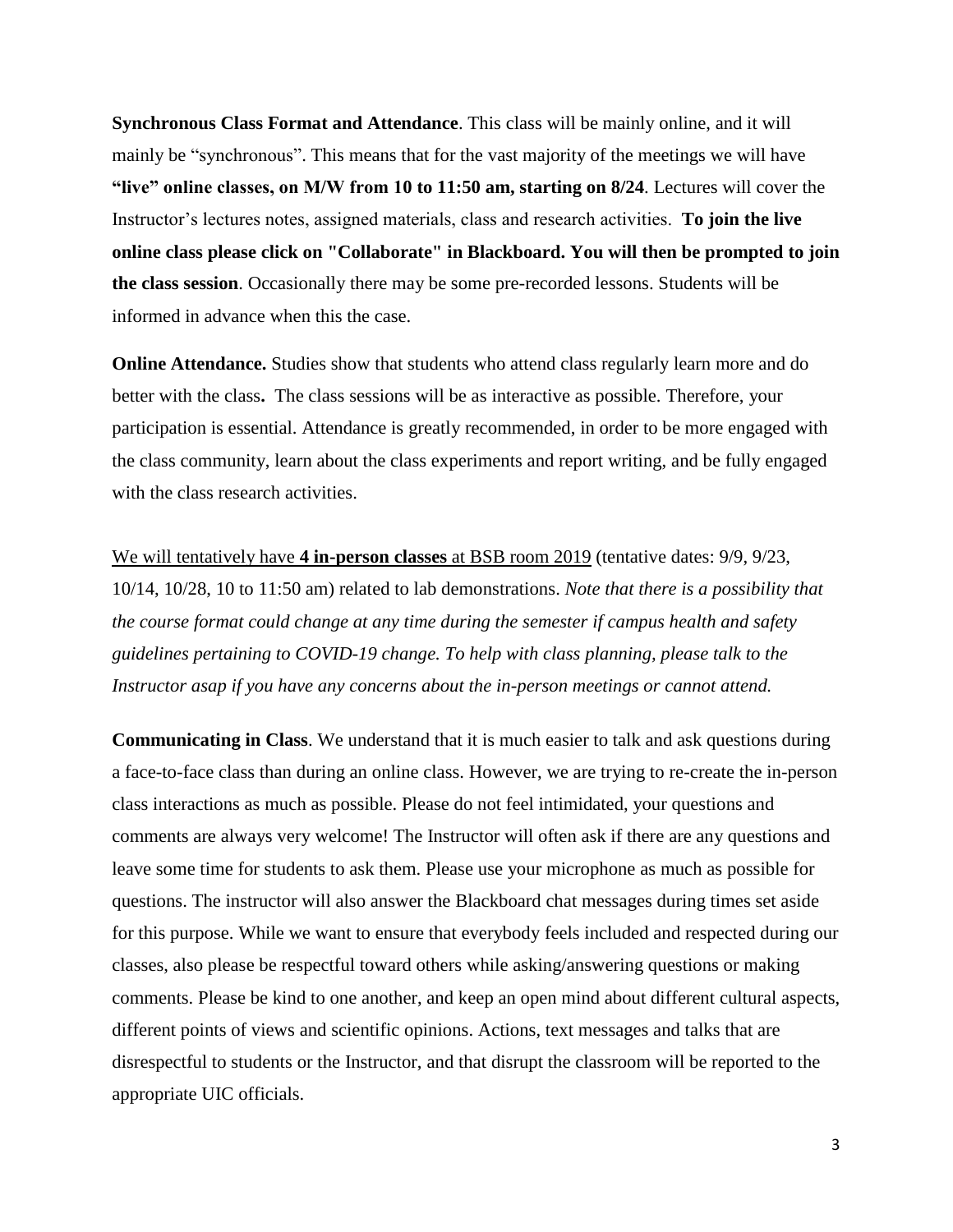**Synchronous Class Format and Attendance**. This class will be mainly online, and it will mainly be "synchronous". This means that for the vast majority of the meetings we will have **"live" online classes, on M/W from 10 to 11:50 am, starting on 8/24**. Lectures will cover the Instructor's lectures notes, assigned materials, class and research activities. **To join the live online class please click on "Collaborate" in Blackboard. You will then be prompted to join the class session**. Occasionally there may be some pre-recorded lessons. Students will be informed in advance when this the case.

**Online Attendance.** Studies show that students who attend class regularly learn more and do better with the class**.** The class sessions will be as interactive as possible. Therefore, your participation is essential. Attendance is greatly recommended, in order to be more engaged with the class community, learn about the class experiments and report writing, and be fully engaged with the class research activities.

We will tentatively have **4 in-person classes** at BSB room 2019 (tentative dates: 9/9, 9/23, 10/14, 10/28, 10 to 11:50 am) related to lab demonstrations. *Note that there is a possibility that the course format could change at any time during the semester if campus health and safety guidelines pertaining to COVID-19 change. To help with class planning, please talk to the Instructor asap if you have any concerns about the in-person meetings or cannot attend.*

**Communicating in Class**. We understand that it is much easier to talk and ask questions during a face-to-face class than during an online class. However, we are trying to re-create the in-person class interactions as much as possible. Please do not feel intimidated, your questions and comments are always very welcome! The Instructor will often ask if there are any questions and leave some time for students to ask them. Please use your microphone as much as possible for questions. The instructor will also answer the Blackboard chat messages during times set aside for this purpose. While we want to ensure that everybody feels included and respected during our classes, also please be respectful toward others while asking/answering questions or making comments. Please be kind to one another, and keep an open mind about different cultural aspects, different points of views and scientific opinions. Actions, text messages and talks that are disrespectful to students or the Instructor, and that disrupt the classroom will be reported to the appropriate UIC officials.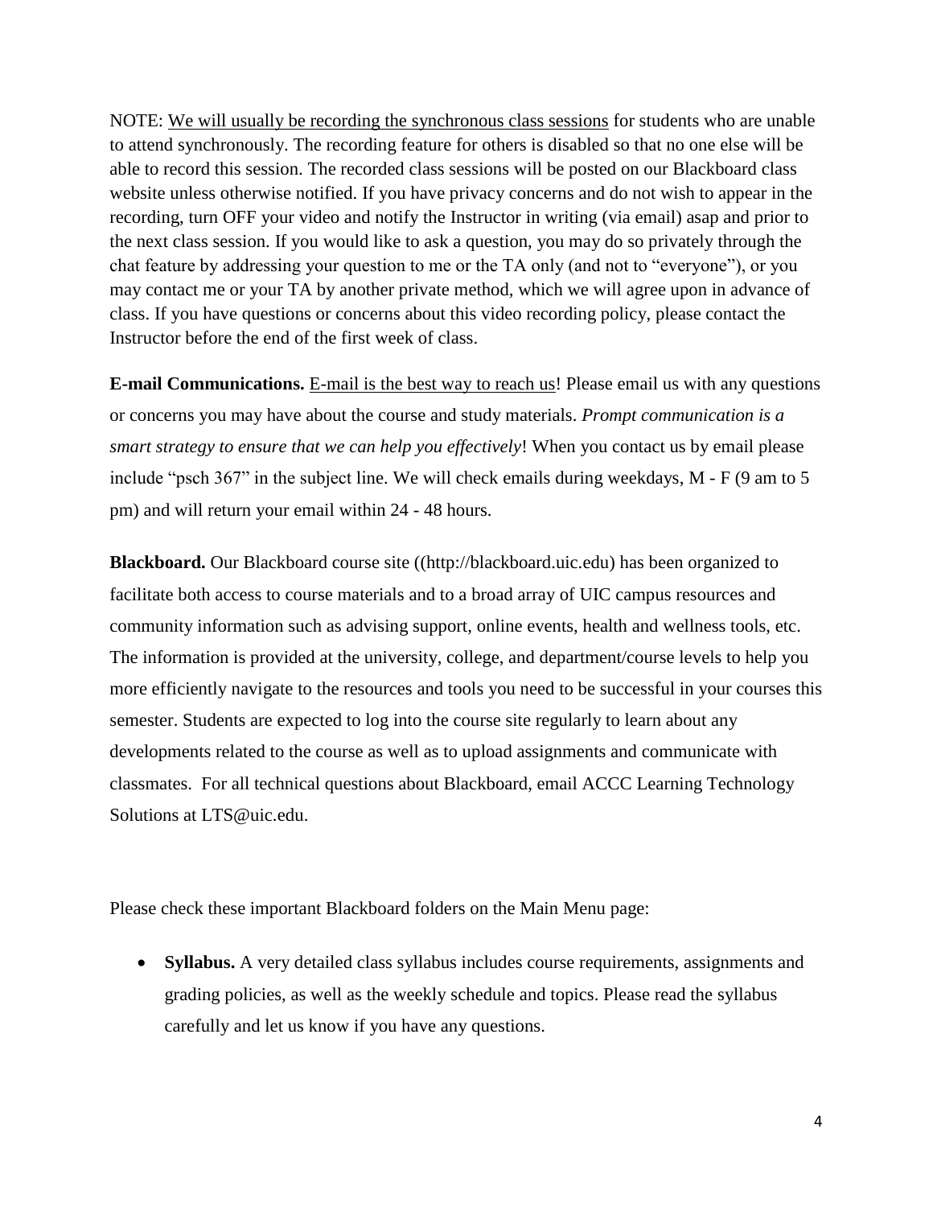NOTE: <u>We will usually be recording the synchronous class sessions</u> for students who are unable to attend synchronously. The recording feature for others is disabled so that no one else will be able to record this session. The recorded class sessions will be posted on our Blackboard class website unless otherwise notified. If you have privacy concerns and do not wish to appear in the recording, turn OFF your video and notify the Instructor in writing (via email) asap and prior to the next class session. If you would like to ask a question, you may do so privately through the chat feature by addressing your question to me or the TA only (and not to "everyone"), or you may contact me or your TA by another private method, which we will agree upon in advance of class. If you have questions or concerns about this video recording policy, please contact the Instructor before the end of the first week of class.

**E-mail Communications.** <u>E-mail is the best way to reach us</u>! Please email us with any questions or concerns you may have about the course and study materials. *Prompt communication is a smart strategy to ensure that we can help you effectively*! When you contact us by email please include "psch 367" in the subject line. We will check emails during weekdays, M - F (9 am to 5 pm) and will return your email within 24 - 48 hours.

**Blackboard.** Our Blackboard course site ((http://blackboard.uic.edu) has been organized to facilitate both access to course materials and to a broad array of UIC campus resources and community information such as advising support, online events, health and wellness tools, etc. The information is provided at the university, college, and department/course levels to help you more efficiently navigate to the resources and tools you need to be successful in your courses this semester. Students are expected to log into the course site regularly to learn about any developments related to the course as well as to upload assignments and communicate with classmates. For all technical questions about Blackboard, email ACCC Learning Technology Solutions at LTS@uic.edu.

Please check these important Blackboard folders on the Main Menu page:

- **Syllabus.** A very detailed class syllabus includes course requirements, assignments and grading policies, as well as the weekly schedule and topics. Please read the syllabus carefully and let us know if you have any questions.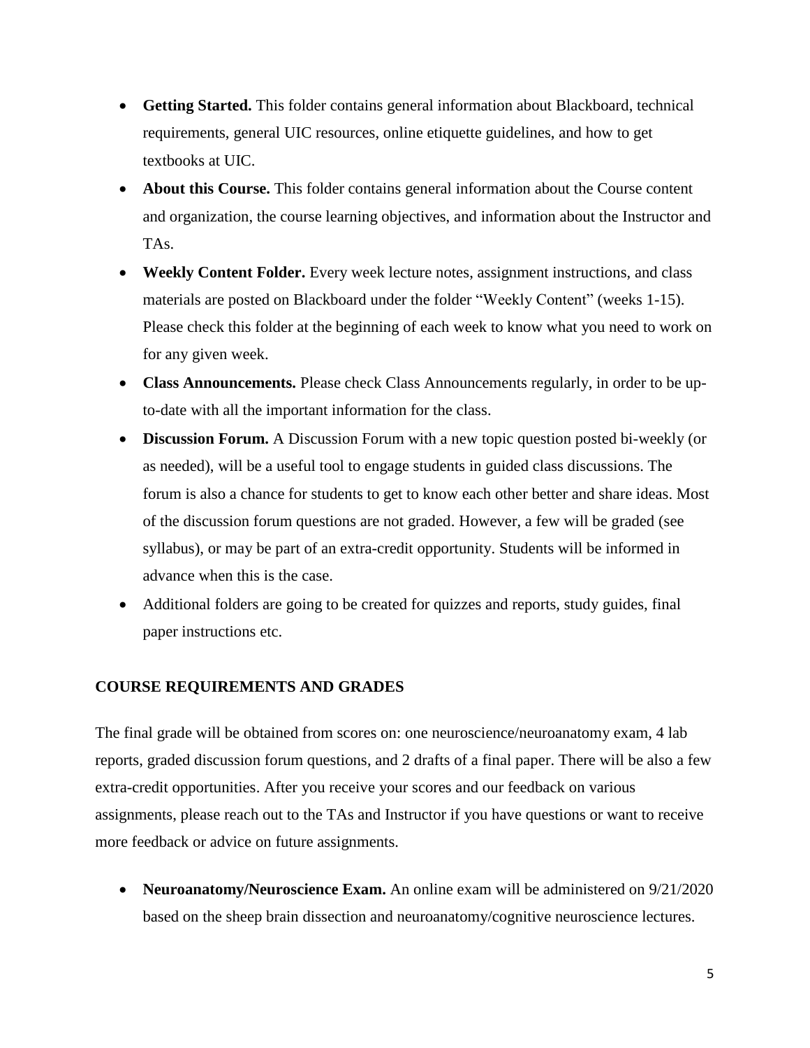- **Getting Started.** This folder contains general information about Blackboard, technical requirements, general UIC resources, online etiquette guidelines, and how to get textbooks at UIC.
- **About this Course.** This folder contains general information about the Course content and organization, the course learning objectives, and information about the Instructor and TAs.
- **Weekly Content Folder.** Every week lecture notes, assignment instructions, and class materials are posted on Blackboard under the folder "Weekly Content" (weeks 1-15). Please check this folder at the beginning of each week to know what you need to work on for any given week.
- **Class Announcements.** Please check Class Announcements regularly, in order to be up-to-date with all the important information for the class.
- **Discussion Forum.** A Discussion Forum with a new topic question posted bi-weekly (or as needed), will be a useful tool to engage students in guided class discussions. The forum is also a chance for students to get to know each other better and share ideas. Most of the discussion forum questions are not graded. However, a few will be graded (see syllabus), or may be part of an extra-credit opportunity. Students will be informed in advance when this is the case.
- Additional folders are going to be created for quizzes and reports, study guides, final paper instructions etc.

## COURSE REQUIREMENTS AND GRADES

The final grade will be obtained from scores on: one neuroscience/neuroanatomy exam, 4 lab reports, graded discussion forum questions, and 2 drafts of a final paper. There will be also a few extra-credit opportunities. After you receive your scores and our feedback on various assignments, please reach out to the TAs and Instructor if you have questions or want to receive more feedback or advice on future assignments.

- **Neuroanatomy/Neuroscience Exam.** An online exam will be administered on 9/21/2020 based on the sheep brain dissection and neuroanatomy/cognitive neuroscience lectures.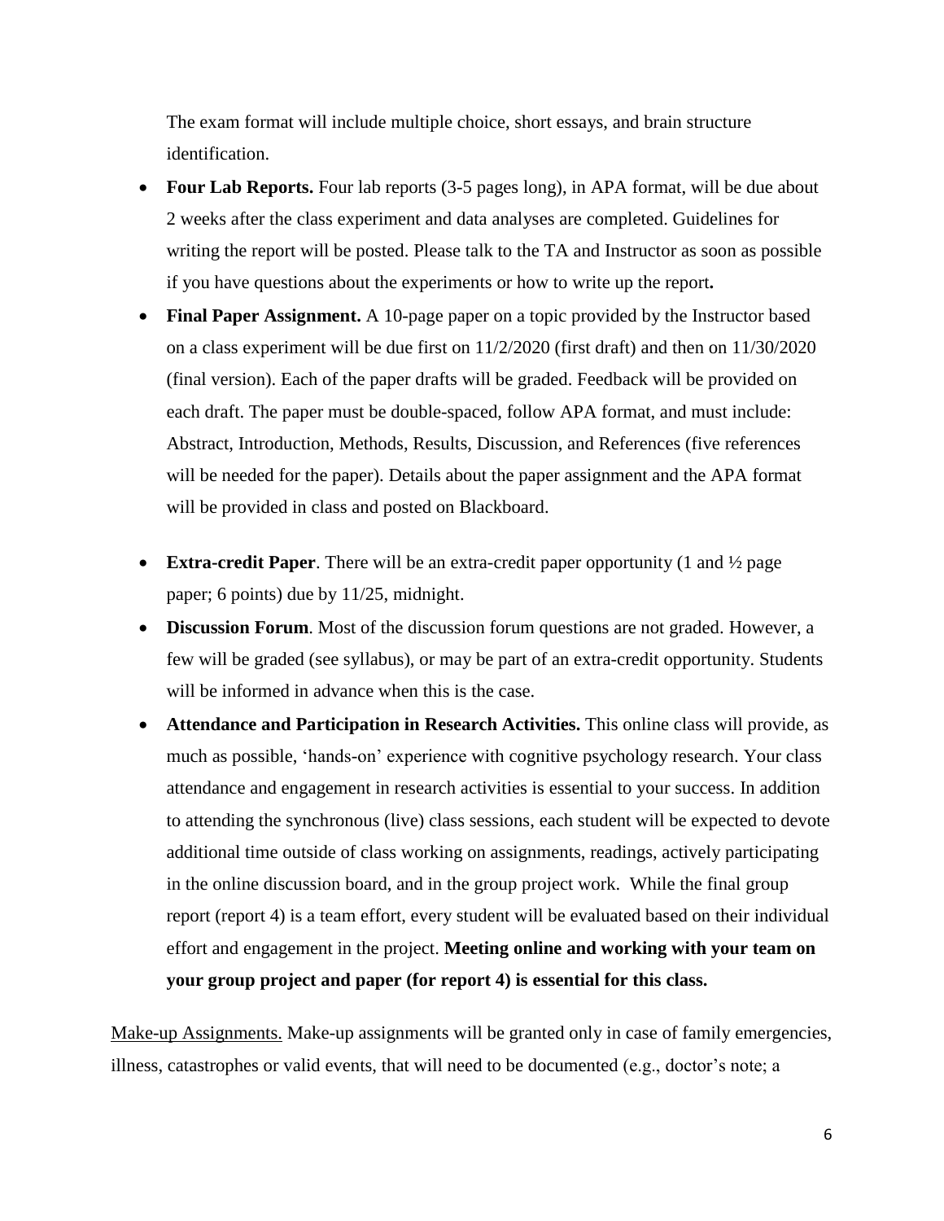The exam format will include multiple choice, short essays, and brain structure identification.

- **Four Lab Reports.** Four lab reports (3-5 pages long), in APA format, will be due about 2 weeks after the class experiment and data analyses are completed. Guidelines for writing the report will be posted. Please talk to the TA and Instructor as soon as possible if you have questions about the experiments or how to write up the report**.**
- **Final Paper Assignment.** A 10-page paper on a topic provided by the Instructor based on a class experiment will be due first on 11/2/2020 (first draft) and then on 11/30/2020 (final version). Each of the paper drafts will be graded. Feedback will be provided on each draft. The paper must be double-spaced, follow APA format, and must include: Abstract, Introduction, Methods, Results, Discussion, and References (five references will be needed for the paper). Details about the paper assignment and the APA format will be provided in class and posted on Blackboard.
- **Extra-credit Paper**. There will be an extra-credit paper opportunity (1 and ½ page paper; 6 points) due by 11/25, midnight.
- **Discussion Forum**. Most of the discussion forum questions are not graded. However, a few will be graded (see syllabus), or may be part of an extra-credit opportunity. Students will be informed in advance when this is the case.
- **Attendance and Participation in Research Activities.** This online class will provide, as much as possible, 'hands-on' experience with cognitive psychology research. Your class attendance and engagement in research activities is essential to your success. In addition to attending the synchronous (live) class sessions, each student will be expected to devote additional time outside of class working on assignments, readings, actively participating in the online discussion board, and in the group project work. While the final group report (report 4) is a team effort, every student will be evaluated based on their individual effort and engagement in the project. **Meeting online and working with your team on your group project and paper (for report 4) is essential for this class.**

<u>Make-up Assignments.</u> Make-up assignments will be granted only in case of family emergencies, illness, catastrophes or valid events, that will need to be documented (e.g., doctor's note; a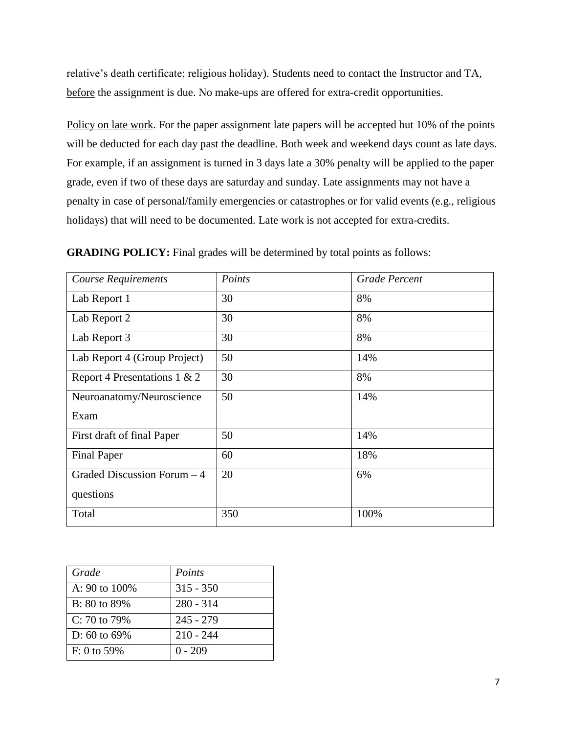relative's death certificate; religious holiday). Students need to contact the Instructor and TA, before the assignment is due. No make-ups are offered for extra-credit opportunities.

Policy on late work. For the paper assignment late papers will be accepted but 10% of the points will be deducted for each day past the deadline. Both week and weekend days count as late days. For example, if an assignment is turned in 3 days late a 30% penalty will be applied to the paper grade, even if two of these days are saturday and sunday. Late assignments may not have a penalty in case of personal/family emergencies or catastrophes or for valid events (e.g., religious holidays) that will need to be documented. Late work is not accepted for extra-credits.

**GRADING POLICY:** Final grades will be determined by total points as follows:

| *Course Requirements* | *Points* | *Grade Percent* |
|---|---|---|
| Lab Report 1 | 30 | 8% |
| Lab Report 2 | 30 | 8% |
| Lab Report 3 | 30 | 8% |
| Lab Report 4 (Group Project) | 50 | 14% |
| Report 4 Presentations 1 & 2 | 30 | 8% |
| Neuroanatomy/Neuroscience Exam | 50 | 14% |
| First draft of final Paper | 50 | 14% |
| Final Paper | 60 | 18% |
| Graded Discussion Forum – 4 questions | 20 | 6% |
| Total | 350 | 100% |

| *Grade* | *Points* |
|---|---|
| A: 90 to 100% | 315 - 350 |
| B: 80 to 89% | 280 - 314 |
| C: 70 to 79% | 245 - 279 |
| D: 60 to 69% | 210 - 244 |
| F: 0 to 59% | 0 - 209 |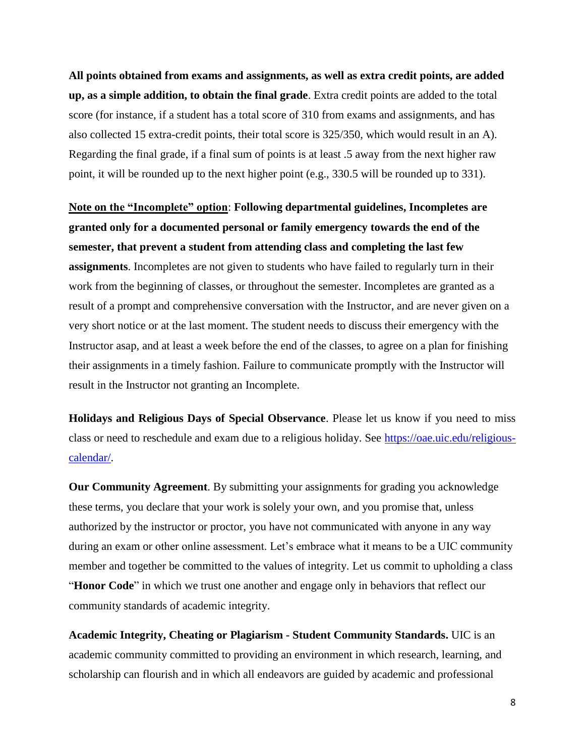**All points obtained from exams and assignments, as well as extra credit points, are added up, as a simple addition, to obtain the final grade**. Extra credit points are added to the total score (for instance, if a student has a total score of 310 from exams and assignments, and has also collected 15 extra-credit points, their total score is 325/350, which would result in an A). Regarding the final grade, if a final sum of points is at least .5 away from the next higher raw point, it will be rounded up to the next higher point (e.g., 330.5 will be rounded up to 331).

**<u>Note on the "Incomplete" option</u>**: **Following departmental guidelines, Incompletes are granted only for a documented personal or family emergency towards the end of the semester, that prevent a student from attending class and completing the last few assignments**. Incompletes are not given to students who have failed to regularly turn in their work from the beginning of classes, or throughout the semester. Incompletes are granted as a result of a prompt and comprehensive conversation with the Instructor, and are never given on a very short notice or at the last moment. The student needs to discuss their emergency with the Instructor asap, and at least a week before the end of the classes, to agree on a plan for finishing their assignments in a timely fashion. Failure to communicate promptly with the Instructor will result in the Instructor not granting an Incomplete.

**Holidays and Religious Days of Special Observance**. Please let us know if you need to miss class or need to reschedule and exam due to a religious holiday. See [https://oae.uic.edu/religious-calendar/](https://oae.uic.edu/religious-calendar/).

**Our Community Agreement**. By submitting your assignments for grading you acknowledge these terms, you declare that your work is solely your own, and you promise that, unless authorized by the instructor or proctor, you have not communicated with anyone in any way during an exam or other online assessment. Let's embrace what it means to be a UIC community member and together be committed to the values of integrity. Let us commit to upholding a class "**Honor Code**" in which we trust one another and engage only in behaviors that reflect our community standards of academic integrity.

**Academic Integrity, Cheating or Plagiarism - Student Community Standards.** UIC is an academic community committed to providing an environment in which research, learning, and scholarship can flourish and in which all endeavors are guided by academic and professional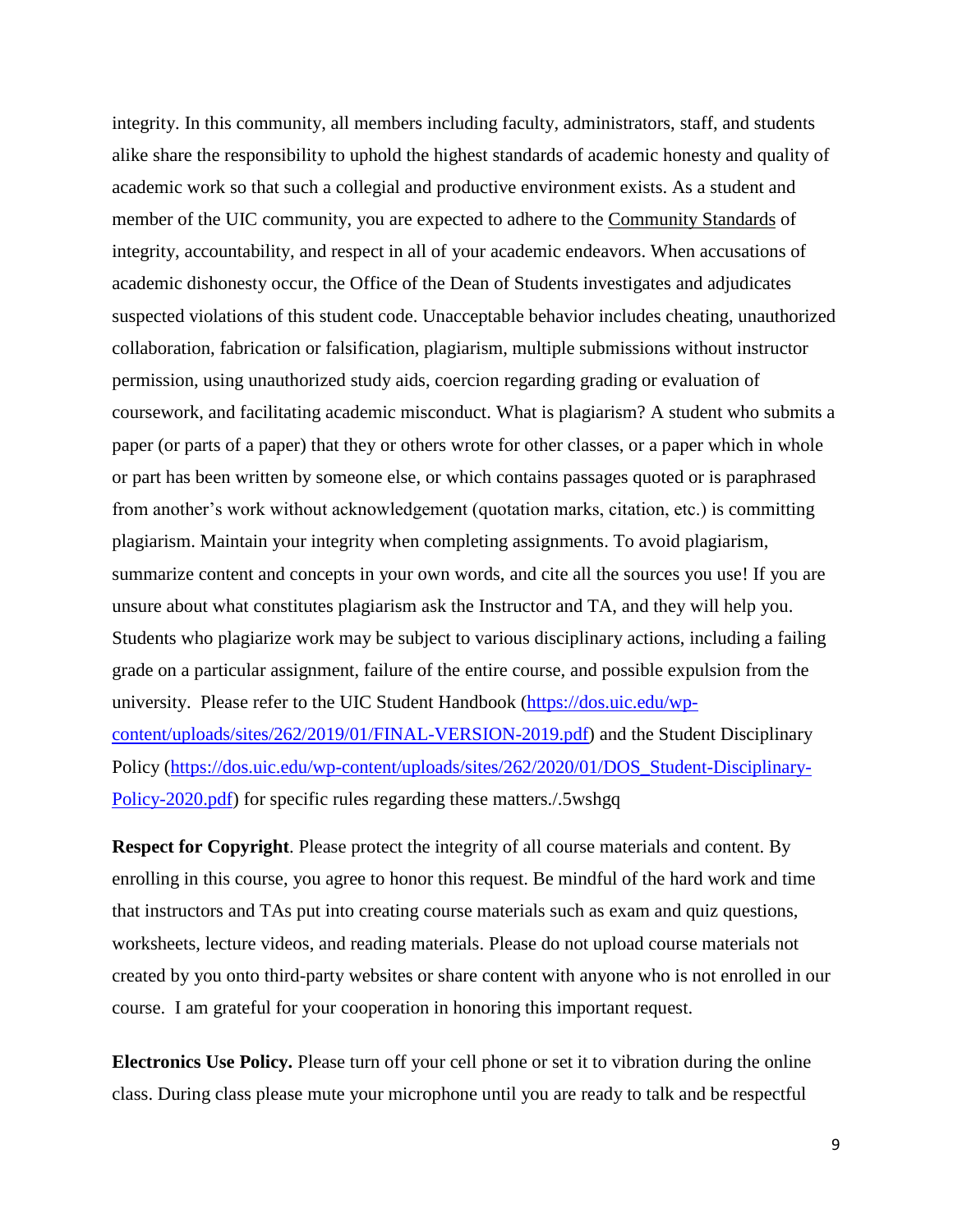integrity. In this community, all members including faculty, administrators, staff, and students alike share the responsibility to uphold the highest standards of academic honesty and quality of academic work so that such a collegial and productive environment exists. As a student and member of the UIC community, you are expected to adhere to the Community Standards of integrity, accountability, and respect in all of your academic endeavors. When accusations of academic dishonesty occur, the Office of the Dean of Students investigates and adjudicates suspected violations of this student code. Unacceptable behavior includes cheating, unauthorized collaboration, fabrication or falsification, plagiarism, multiple submissions without instructor permission, using unauthorized study aids, coercion regarding grading or evaluation of coursework, and facilitating academic misconduct. What is plagiarism? A student who submits a paper (or parts of a paper) that they or others wrote for other classes, or a paper which in whole or part has been written by someone else, or which contains passages quoted or is paraphrased from another's work without acknowledgement (quotation marks, citation, etc.) is committing plagiarism. Maintain your integrity when completing assignments. To avoid plagiarism, summarize content and concepts in your own words, and cite all the sources you use! If you are unsure about what constitutes plagiarism ask the Instructor and TA, and they will help you. Students who plagiarize work may be subject to various disciplinary actions, including a failing grade on a particular assignment, failure of the entire course, and possible expulsion from the university. Please refer to the UIC Student Handbook (https://dos.uic.edu/wp-content/uploads/sites/262/2019/01/FINAL-VERSION-2019.pdf) and the Student Disciplinary Policy (https://dos.uic.edu/wp-content/uploads/sites/262/2020/01/DOS_Student-Disciplinary-Policy-2020.pdf) for specific rules regarding these matters./.5wshgq

**Respect for Copyright**. Please protect the integrity of all course materials and content. By enrolling in this course, you agree to honor this request. Be mindful of the hard work and time that instructors and TAs put into creating course materials such as exam and quiz questions, worksheets, lecture videos, and reading materials. Please do not upload course materials not created by you onto third-party websites or share content with anyone who is not enrolled in our course. I am grateful for your cooperation in honoring this important request.

**Electronics Use Policy.** Please turn off your cell phone or set it to vibration during the online class. During class please mute your microphone until you are ready to talk and be respectful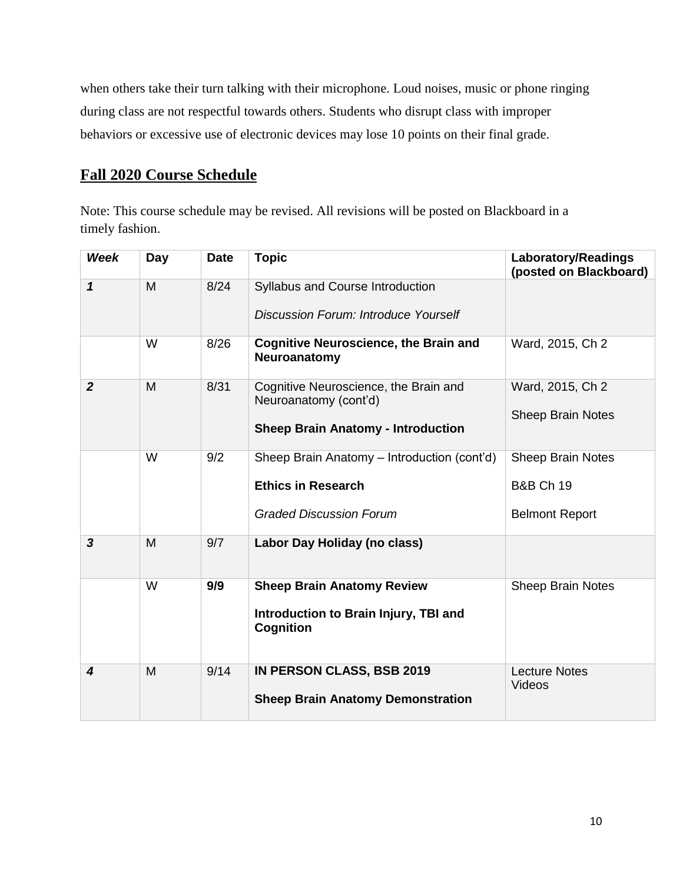when others take their turn talking with their microphone. Loud noises, music or phone ringing during class are not respectful towards others. Students who disrupt class with improper behaviors or excessive use of electronic devices may lose 10 points on their final grade.

## Fall 2020 Course Schedule

Note: This course schedule may be revised. All revisions will be posted on Blackboard in a timely fashion.

| ***Week*** | **Day** | **Date** | **Topic** | **Laboratory/Readings (posted on Blackboard)** |
|---|---|---|---|---|
| ***1*** | M | 8/24 | Syllabus and Course Introduction<br><br>*Discussion Forum: Introduce Yourself* | |
| | W | 8/26 | **Cognitive Neuroscience, the Brain and Neuroanatomy** | Ward, 2015, Ch 2 |
| ***2*** | M | 8/31 | Cognitive Neuroscience, the Brain and Neuroanatomy (cont'd)<br><br>**Sheep Brain Anatomy - Introduction** | Ward, 2015, Ch 2<br><br>Sheep Brain Notes |
| | W | 9/2 | Sheep Brain Anatomy – Introduction (cont'd)<br><br>**Ethics in Research**<br><br>*Graded Discussion Forum* | Sheep Brain Notes<br><br>B&B Ch 19<br><br>Belmont Report |
| ***3*** | M | 9/7 | **Labor Day Holiday (no class)** | |
| | W | **9/9** | **Sheep Brain Anatomy Review**<br><br>**Introduction to Brain Injury, TBI and Cognition** | Sheep Brain Notes |
| ***4*** | M | 9/14 | **IN PERSON CLASS, BSB 2019**<br><br>**Sheep Brain Anatomy Demonstration** | Lecture Notes<br>Videos |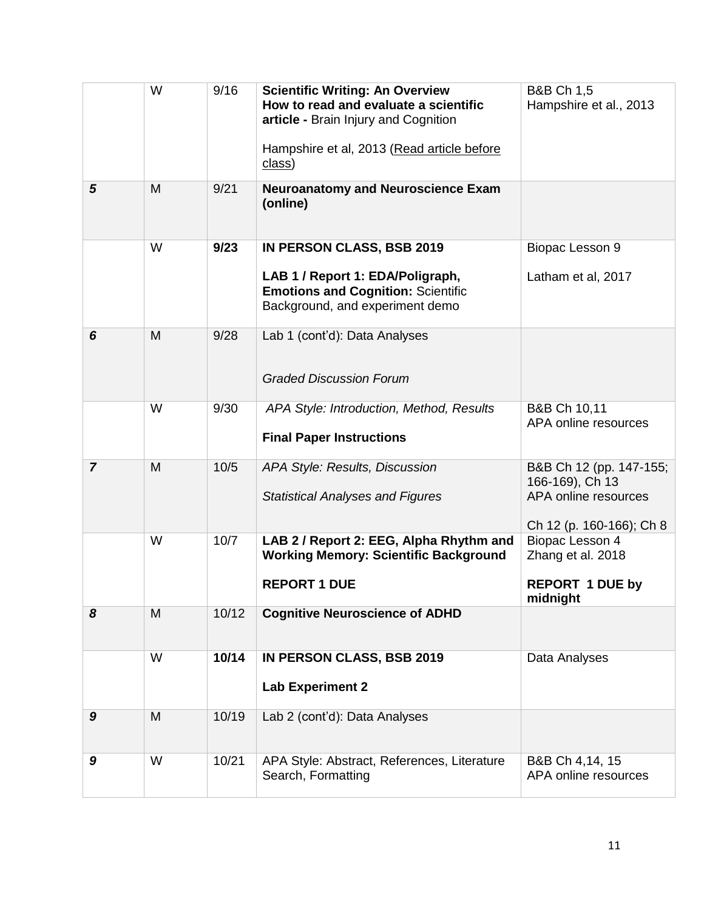| | | | | |
|---|---|---|---|---|
| | W | 9/16 | **Scientific Writing: An Overview** **How to read and evaluate a scientific article -** Brain Injury and Cognition<br><br>Hampshire et al, 2013 (Read article before class) | B&B Ch 1,5<br>Hampshire et al., 2013 |
| ***5*** | M | 9/21 | **Neuroanatomy and Neuroscience Exam (online)** | |
| | W | **9/23** | **IN PERSON CLASS, BSB 2019**<br><br>**LAB 1 / Report 1: EDA/Poligraph, Emotions and Cognition:** Scientific Background, and experiment demo | Biopac Lesson 9<br><br>Latham et al, 2017 |
| ***6*** | M | 9/28 | Lab 1 (cont'd): Data Analyses<br><br>*Graded Discussion Forum* | |
| | W | 9/30 | *APA Style: Introduction, Method, Results*<br><br>**Final Paper Instructions** | B&B Ch 10,11<br>APA online resources |
| ***7*** | M | 10/5 | *APA Style: Results, Discussion*<br><br>*Statistical Analyses and Figures* | B&B Ch 12 (pp. 147-155; 166-169), Ch 13<br>APA online resources<br><br>Ch 12 (p. 160-166); Ch 8 |
| | W | 10/7 | **LAB 2 / Report 2: EEG, Alpha Rhythm and Working Memory: Scientific Background**<br><br>**REPORT 1 DUE** | Biopac Lesson 4<br>Zhang et al. 2018<br><br>**REPORT 1 DUE by midnight** |
| ***8*** | M | 10/12 | **Cognitive Neuroscience of ADHD** | |
| | W | **10/14** | **IN PERSON CLASS, BSB 2019**<br><br>**Lab Experiment 2** | Data Analyses |
| ***9*** | M | 10/19 | Lab 2 (cont'd): Data Analyses | |
| ***9*** | W | 10/21 | APA Style: Abstract, References, Literature Search, Formatting | B&B Ch 4,14, 15<br>APA online resources |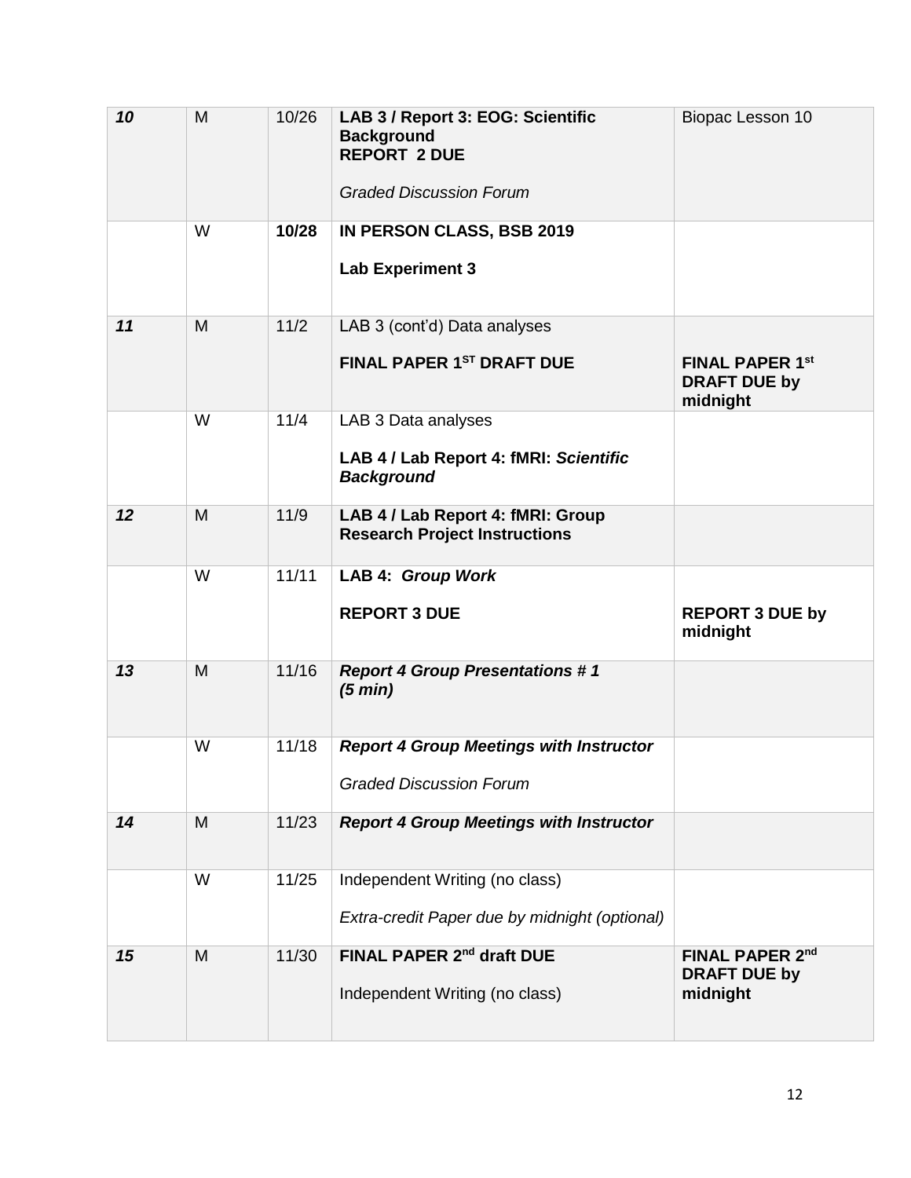| | | | | |
|---|---|---|---|---|
| ***10*** | M | 10/26 | **LAB 3 / Report 3: EOG: Scientific Background**<br>**REPORT 2 DUE**<br><br>*Graded Discussion Forum* | Biopac Lesson 10 |
| | W | **10/28** | **IN PERSON CLASS, BSB 2019**<br><br>**Lab Experiment 3** | |
| ***11*** | M | 11/2 | LAB 3 (cont'd) Data analyses<br><br>**FINAL PAPER 1ST DRAFT DUE** | **FINAL PAPER 1st DRAFT DUE by midnight** |
| | W | 11/4 | LAB 3 Data analyses<br><br>**LAB 4 / Lab Report 4: fMRI: *Scientific Background*** | |
| ***12*** | M | 11/9 | **LAB 4 / Lab Report 4: fMRI: Group Research Project Instructions** | |
| | W | 11/11 | **LAB 4: *Group Work***<br><br>**REPORT 3 DUE** | **REPORT 3 DUE by midnight** |
| ***13*** | M | 11/16 | ***Report 4 Group Presentations # 1 (5 min)*** | |
| | W | 11/18 | ***Report 4 Group Meetings with Instructor***<br><br>*Graded Discussion Forum* | |
| ***14*** | M | 11/23 | ***Report 4 Group Meetings with Instructor*** | |
| | W | 11/25 | Independent Writing (no class)<br><br>*Extra-credit Paper due by midnight (optional)* | |
| ***15*** | M | 11/30 | **FINAL PAPER 2nd draft DUE**<br><br>Independent Writing (no class) | **FINAL PAPER 2nd DRAFT DUE by midnight** |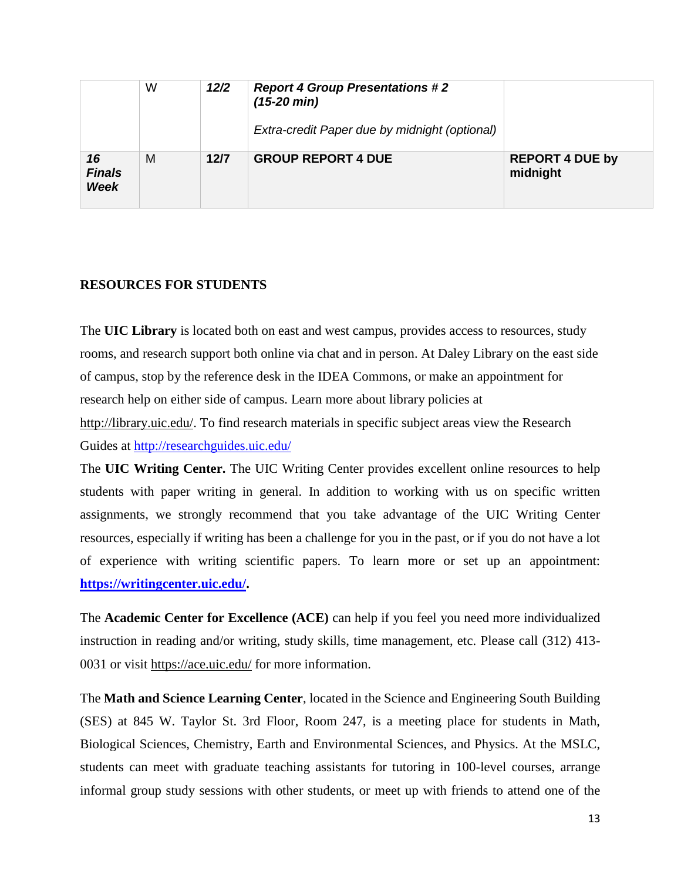| | | | | |
|---|---|---|---|---|
| | W | ***12/2*** | ***Report 4 Group Presentations # 2 (15-20 min)*** <br><br> *Extra-credit Paper due by midnight (optional)* | |
| ***16 Finals Week*** | M | **12/7** | **GROUP REPORT 4 DUE** | **REPORT 4 DUE by midnight** |

**RESOURCES FOR STUDENTS**

The **UIC Library** is located both on east and west campus, provides access to resources, study rooms, and research support both online via chat and in person. At Daley Library on the east side of campus, stop by the reference desk in the IDEA Commons, or make an appointment for research help on either side of campus. Learn more about library policies at http://library.uic.edu/. To find research materials in specific subject areas view the Research Guides at http://researchguides.uic.edu/

The **UIC Writing Center.** The UIC Writing Center provides excellent online resources to help students with paper writing in general. In addition to working with us on specific written assignments, we strongly recommend that you take advantage of the UIC Writing Center resources, especially if writing has been a challenge for you in the past, or if you do not have a lot of experience with writing scientific papers. To learn more or set up an appointment: **https://writingcenter.uic.edu/.**

The **Academic Center for Excellence (ACE)** can help if you feel you need more individualized instruction in reading and/or writing, study skills, time management, etc. Please call (312) 413-0031 or visit https://ace.uic.edu/ for more information.

The **Math and Science Learning Center**, located in the Science and Engineering South Building (SES) at 845 W. Taylor St. 3rd Floor, Room 247, is a meeting place for students in Math, Biological Sciences, Chemistry, Earth and Environmental Sciences, and Physics. At the MSLC, students can meet with graduate teaching assistants for tutoring in 100-level courses, arrange informal group study sessions with other students, or meet up with friends to attend one of the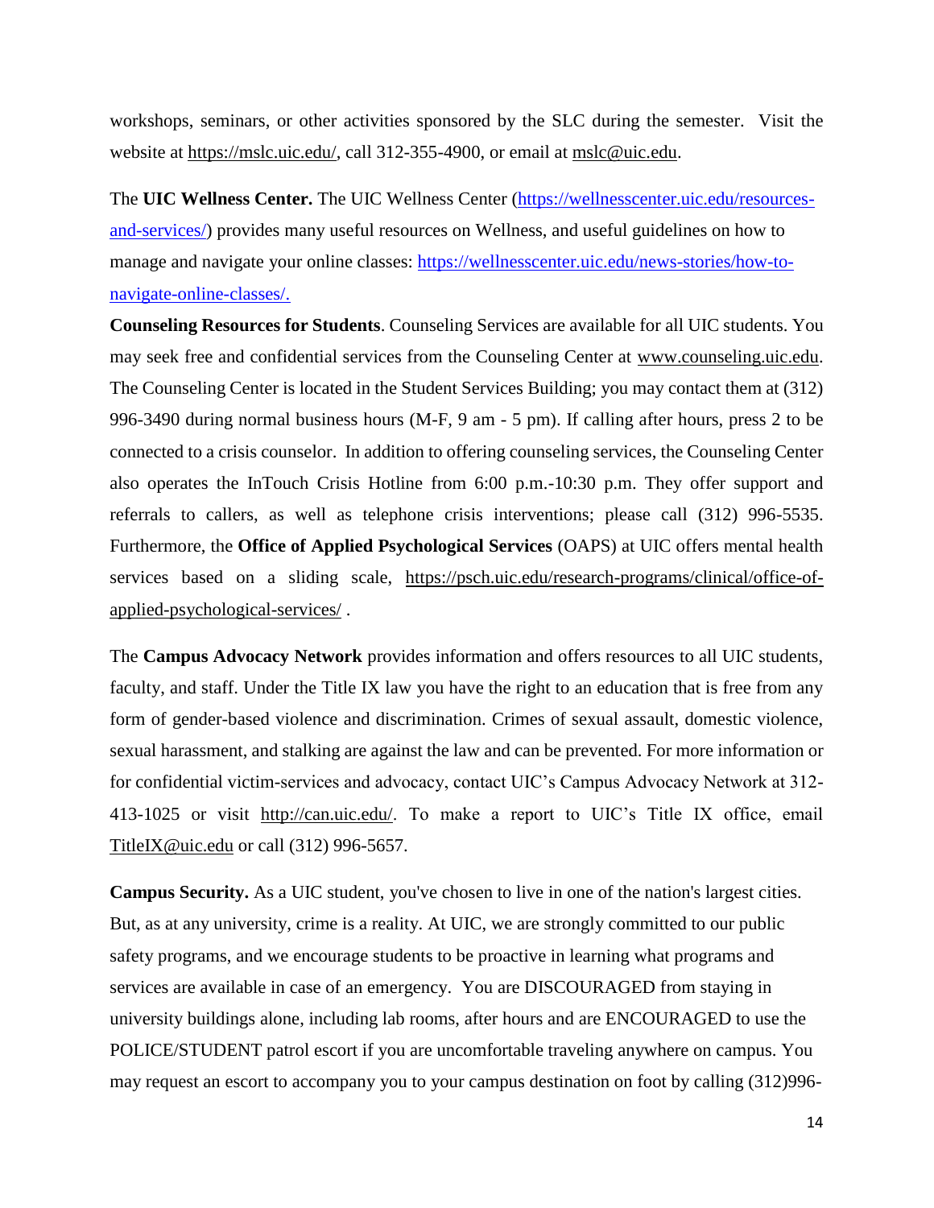workshops, seminars, or other activities sponsored by the SLC during the semester. Visit the website at https://mslc.uic.edu/, call 312-355-4900, or email at mslc@uic.edu.

The **UIC Wellness Center.** The UIC Wellness Center (https://wellnesscenter.uic.edu/resources-and-services/) provides many useful resources on Wellness, and useful guidelines on how to manage and navigate your online classes: https://wellnesscenter.uic.edu/news-stories/how-to-navigate-online-classes/.

**Counseling Resources for Students**. Counseling Services are available for all UIC students. You may seek free and confidential services from the Counseling Center at www.counseling.uic.edu. The Counseling Center is located in the Student Services Building; you may contact them at (312) 996-3490 during normal business hours (M-F, 9 am - 5 pm). If calling after hours, press 2 to be connected to a crisis counselor. In addition to offering counseling services, the Counseling Center also operates the InTouch Crisis Hotline from 6:00 p.m.-10:30 p.m. They offer support and referrals to callers, as well as telephone crisis interventions; please call (312) 996-5535. Furthermore, the **Office of Applied Psychological Services** (OAPS) at UIC offers mental health services based on a sliding scale, https://psch.uic.edu/research-programs/clinical/office-of-applied-psychological-services/ .

The **Campus Advocacy Network** provides information and offers resources to all UIC students, faculty, and staff. Under the Title IX law you have the right to an education that is free from any form of gender-based violence and discrimination. Crimes of sexual assault, domestic violence, sexual harassment, and stalking are against the law and can be prevented. For more information or for confidential victim-services and advocacy, contact UIC's Campus Advocacy Network at 312-413-1025 or visit http://can.uic.edu/. To make a report to UIC's Title IX office, email TitleIX@uic.edu or call (312) 996-5657.

**Campus Security.** As a UIC student, you've chosen to live in one of the nation's largest cities. But, as at any university, crime is a reality. At UIC, we are strongly committed to our public safety programs, and we encourage students to be proactive in learning what programs and services are available in case of an emergency. You are DISCOURAGED from staying in university buildings alone, including lab rooms, after hours and are ENCOURAGED to use the POLICE/STUDENT patrol escort if you are uncomfortable traveling anywhere on campus. You may request an escort to accompany you to your campus destination on foot by calling (312)996-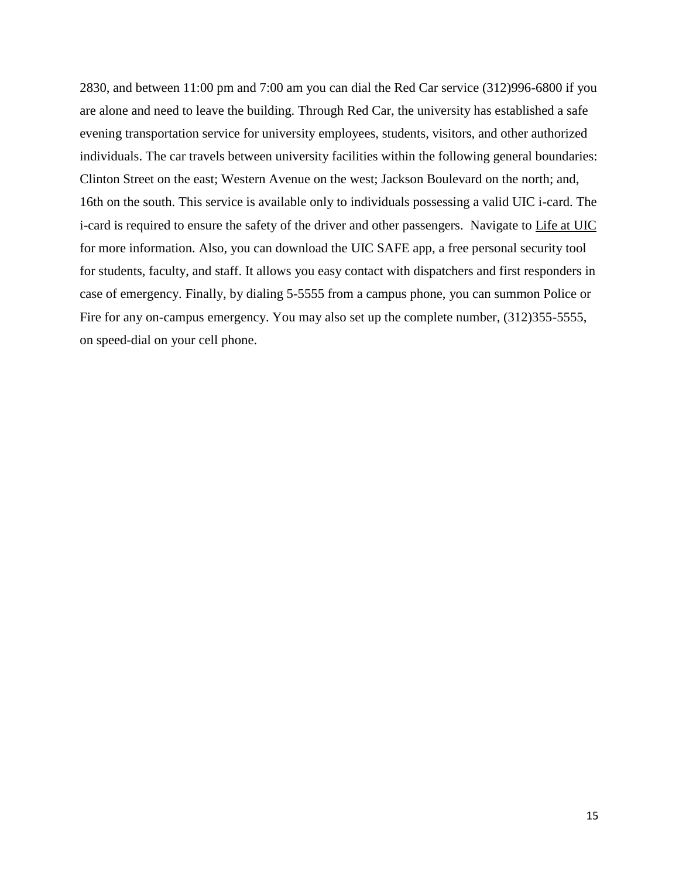2830, and between 11:00 pm and 7:00 am you can dial the Red Car service (312)996-6800 if you are alone and need to leave the building. Through Red Car, the university has established a safe evening transportation service for university employees, students, visitors, and other authorized individuals. The car travels between university facilities within the following general boundaries: Clinton Street on the east; Western Avenue on the west; Jackson Boulevard on the north; and, 16th on the south. This service is available only to individuals possessing a valid UIC i-card. The i-card is required to ensure the safety of the driver and other passengers. Navigate to Life at UIC for more information. Also, you can download the UIC SAFE app, a free personal security tool for students, faculty, and staff. It allows you easy contact with dispatchers and first responders in case of emergency. Finally, by dialing 5-5555 from a campus phone, you can summon Police or Fire for any on-campus emergency. You may also set up the complete number, (312)355-5555, on speed-dial on your cell phone.